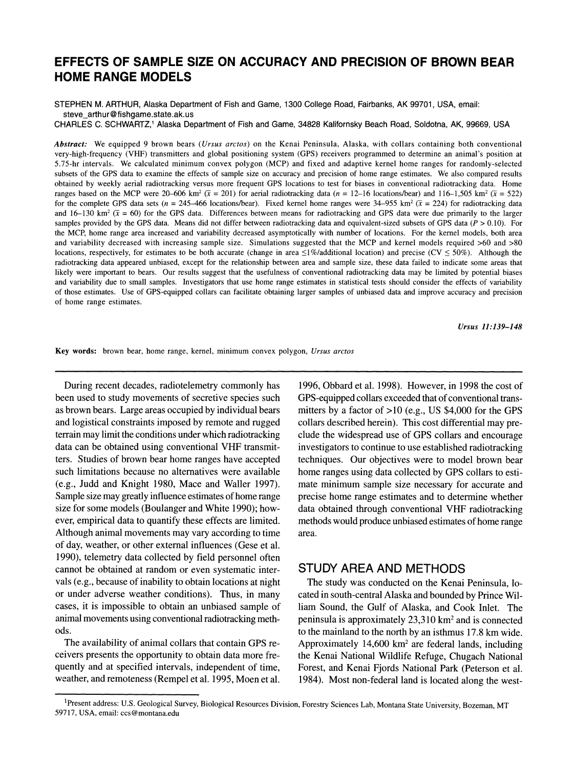# EFFECTS OF SAMPLE SIZE ON ACCURACY AND PRECISION OF BROWN BEAR HOME RANGE MODELS

STEPHEN M. ARTHUR, Alaska Department of Fish and Game, 1300 College Road, Fairbanks, AK 99701, USA, email: steve_arthur@fishgame.state.ak.us

CHARLES C. SCHWARTZ,[1] Alaska Department of Fish and Game, 34828 Kalifornsky Beach Road, Soldotna, AK, 99669, USA

***Abstract:*** We equipped 9 brown bears (*Ursus arctos*) on the Kenai Peninsula, Alaska, with collars containing both conventional very-high-frequency (VHF) transmitters and global positioning system (GPS) receivers programmed to determine an animal's position at 5.75-hr intervals. We calculated minimum convex polygon (MCP) and fixed and adaptive kernel home ranges for randomly-selected subsets of the GPS data to examine the effects of sample size on accuracy and precision of home range estimates. We also compared results obtained by weekly aerial radiotracking versus more frequent GPS locations to test for biases in conventional radiotracking data. Home ranges based on the MCP were 20–606 km² ($\bar{x}$ = 201) for aerial radiotracking data ($n$ = 12–16 locations/bear) and 116–1,505 km² ($\bar{x}$ = 522) for the complete GPS data sets ($n$ = 245–466 locations/bear). Fixed kernel home ranges were 34–955 km² ($\bar{x}$ = 224) for radiotracking data and 16–130 km² ($\bar{x}$ = 60) for the GPS data. Differences between means for radiotracking and GPS data were due primarily to the larger samples provided by the GPS data. Means did not differ between radiotracking data and equivalent-sized subsets of GPS data ($P$ > 0.10). For the MCP, home range area increased and variability decreased asymptotically with number of locations. For the kernel models, both area and variability decreased with increasing sample size. Simulations suggested that the MCP and kernel models required >60 and >80 locations, respectively, for estimates to be both accurate (change in area ≤1%/additional location) and precise (CV ≤ 50%). Although the radiotracking data appeared unbiased, except for the relationship between area and sample size, these data failed to indicate some areas that likely were important to bears. Our results suggest that the usefulness of conventional radiotracking data may be limited by potential biases and variability due to small samples. Investigators that use home range estimates in statistical tests should consider the effects of variability of those estimates. Use of GPS-equipped collars can facilitate obtaining larger samples of unbiased data and improve accuracy and precision of home range estimates.

*Ursus 11:139–148*

**Key words:** brown bear, home range, kernel, minimum convex polygon, *Ursus arctos*

During recent decades, radiotelemetry commonly has been used to study movements of secretive species such as brown bears. Large areas occupied by individual bears and logistical constraints imposed by remote and rugged terrain may limit the conditions under which radiotracking data can be obtained using conventional VHF transmitters. Studies of brown bear home ranges have accepted such limitations because no alternatives were available (e.g., Judd and Knight 1980, Mace and Waller 1997). Sample size may greatly influence estimates of home range size for some models (Boulanger and White 1990); however, empirical data to quantify these effects are limited. Although animal movements may vary according to time of day, weather, or other external influences (Gese et al. 1990), telemetry data collected by field personnel often cannot be obtained at random or even systematic intervals (e.g., because of inability to obtain locations at night or under adverse weather conditions). Thus, in many cases, it is impossible to obtain an unbiased sample of animal movements using conventional radiotracking methods.

The availability of animal collars that contain GPS receivers presents the opportunity to obtain data more frequently and at specified intervals, independent of time, weather, and remoteness (Rempel et al. 1995, Moen et al. 1996, Obbard et al. 1998). However, in 1998 the cost of GPS-equipped collars exceeded that of conventional transmitters by a factor of >10 (e.g., US $4,000 for the GPS collars described herein). This cost differential may preclude the widespread use of GPS collars and encourage investigators to continue to use established radiotracking techniques. Our objectives were to model brown bear home ranges using data collected by GPS collars to estimate minimum sample size necessary for accurate and precise home range estimates and to determine whether data obtained through conventional VHF radiotracking methods would produce unbiased estimates of home range area.

## STUDY AREA AND METHODS

The study was conducted on the Kenai Peninsula, located in south-central Alaska and bounded by Prince William Sound, the Gulf of Alaska, and Cook Inlet. The peninsula is approximately 23,310 km² and is connected to the mainland to the north by an isthmus 17.8 km wide. Approximately 14,600 km² are federal lands, including the Kenai National Wildlife Refuge, Chugach National Forest, and Kenai Fjords National Park (Peterson et al. 1984). Most non-federal land is located along the west-

[1]Present address: U.S. Geological Survey, Biological Resources Division, Forestry Sciences Lab, Montana State University, Bozeman, MT 59717, USA, email: ccs@montana.edu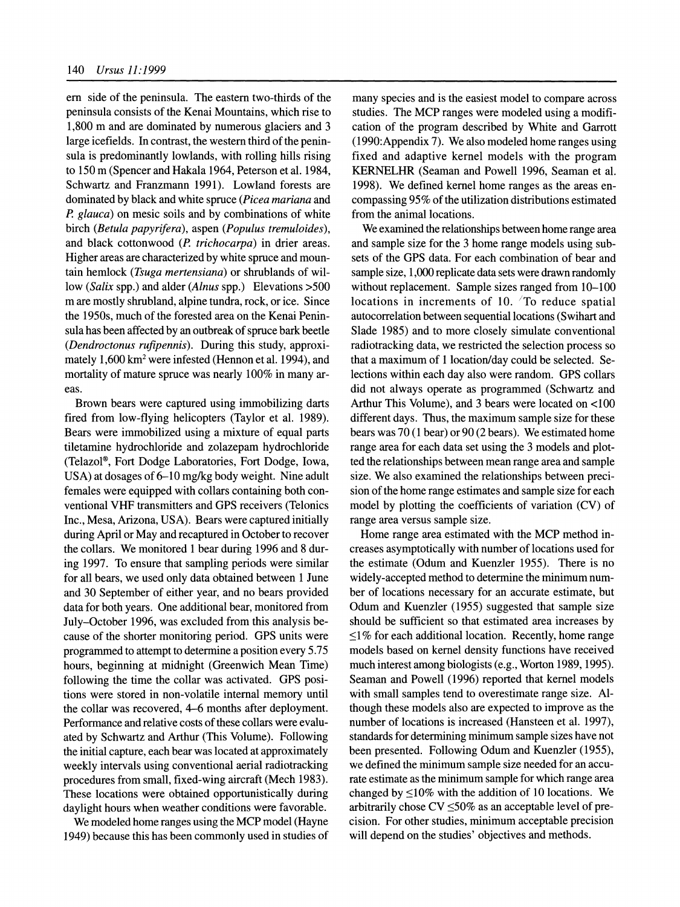ern side of the peninsula. The eastern two-thirds of the peninsula consists of the Kenai Mountains, which rise to 1,800 m and are dominated by numerous glaciers and 3 large icefields. In contrast, the western third of the peninsula is predominantly lowlands, with rolling hills rising to 150 m (Spencer and Hakala 1964, Peterson et al. 1984, Schwartz and Franzmann 1991). Lowland forests are dominated by black and white spruce (*Picea mariana* and *P. glauca*) on mesic soils and by combinations of white birch (*Betula papyrifera*), aspen (*Populus tremuloides*), and black cottonwood (*P. trichocarpa*) in drier areas. Higher areas are characterized by white spruce and mountain hemlock (*Tsuga mertensiana*) or shrublands of willow (*Salix* spp.) and alder (*Alnus* spp.) Elevations >500 m are mostly shrubland, alpine tundra, rock, or ice. Since the 1950s, much of the forested area on the Kenai Peninsula has been affected by an outbreak of spruce bark beetle (*Dendroctonus rufipennis*). During this study, approximately 1,600 km$^2$ were infested (Hennon et al. 1994), and mortality of mature spruce was nearly 100% in many areas.

Brown bears were captured using immobilizing darts fired from low-flying helicopters (Taylor et al. 1989). Bears were immobilized using a mixture of equal parts tiletamine hydrochloride and zolazepam hydrochloride (Telazol®, Fort Dodge Laboratories, Fort Dodge, Iowa, USA) at dosages of 6–10 mg/kg body weight. Nine adult females were equipped with collars containing both conventional VHF transmitters and GPS receivers (Telonics Inc., Mesa, Arizona, USA). Bears were captured initially during April or May and recaptured in October to recover the collars. We monitored 1 bear during 1996 and 8 during 1997. To ensure that sampling periods were similar for all bears, we used only data obtained between 1 June and 30 September of either year, and no bears provided data for both years. One additional bear, monitored from July–October 1996, was excluded from this analysis because of the shorter monitoring period. GPS units were programmed to attempt to determine a position every 5.75 hours, beginning at midnight (Greenwich Mean Time) following the time the collar was activated. GPS positions were stored in non-volatile internal memory until the collar was recovered, 4–6 months after deployment. Performance and relative costs of these collars were evaluated by Schwartz and Arthur (This Volume). Following the initial capture, each bear was located at approximately weekly intervals using conventional aerial radiotracking procedures from small, fixed-wing aircraft (Mech 1983). These locations were obtained opportunistically during daylight hours when weather conditions were favorable.

We modeled home ranges using the MCP model (Hayne 1949) because this has been commonly used in studies of many species and is the easiest model to compare across studies. The MCP ranges were modeled using a modification of the program described by White and Garrott (1990:Appendix 7). We also modeled home ranges using fixed and adaptive kernel models with the program KERNELHR (Seaman and Powell 1996, Seaman et al. 1998). We defined kernel home ranges as the areas encompassing 95% of the utilization distributions estimated from the animal locations.

We examined the relationships between home range area and sample size for the 3 home range models using subsets of the GPS data. For each combination of bear and sample size, 1,000 replicate data sets were drawn randomly without replacement. Sample sizes ranged from 10–100 locations in increments of 10. To reduce spatial autocorrelation between sequential locations (Swihart and Slade 1985) and to more closely simulate conventional radiotracking data, we restricted the selection process so that a maximum of 1 location/day could be selected. Selections within each day also were random. GPS collars did not always operate as programmed (Schwartz and Arthur This Volume), and 3 bears were located on <100 different days. Thus, the maximum sample size for these bears was 70 (1 bear) or 90 (2 bears). We estimated home range area for each data set using the 3 models and plotted the relationships between mean range area and sample size. We also examined the relationships between precision of the home range estimates and sample size for each model by plotting the coefficients of variation (CV) of range area versus sample size.

Home range area estimated with the MCP method increases asymptotically with number of locations used for the estimate (Odum and Kuenzler 1955). There is no widely-accepted method to determine the minimum number of locations necessary for an accurate estimate, but Odum and Kuenzler (1955) suggested that sample size should be sufficient so that estimated area increases by ≤1% for each additional location. Recently, home range models based on kernel density functions have received much interest among biologists (e.g., Worton 1989, 1995). Seaman and Powell (1996) reported that kernel models with small samples tend to overestimate range size. Although these models also are expected to improve as the number of locations is increased (Hansteen et al. 1997), standards for determining minimum sample sizes have not been presented. Following Odum and Kuenzler (1955), we defined the minimum sample size needed for an accurate estimate as the minimum sample for which range area changed by ≤10% with the addition of 10 locations. We arbitrarily chose CV ≤50% as an acceptable level of precision. For other studies, minimum acceptable precision will depend on the studies' objectives and methods.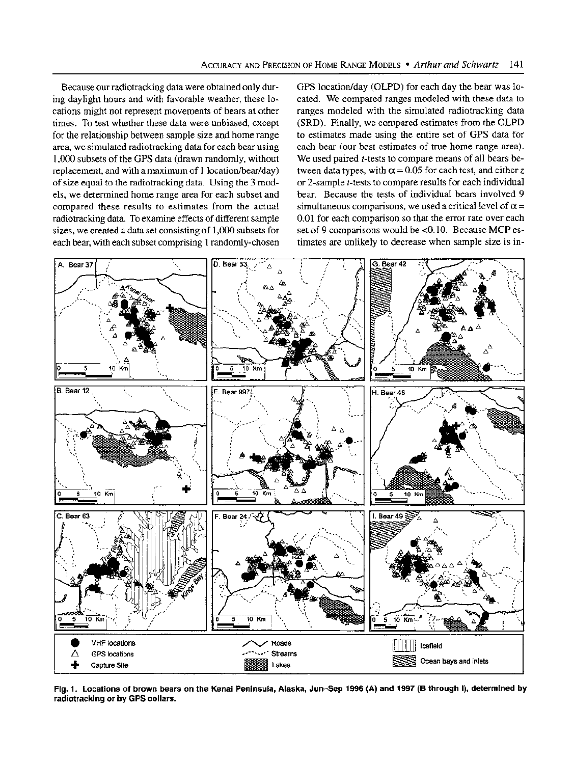Because our radiotracking data were obtained only during daylight hours and with favorable weather, these locations might not represent movements of bears at other times. To test whether these data were unbiased, except for the relationship between sample size and home range area, we simulated radiotracking data for each bear using 1,000 subsets of the GPS data (drawn randomly, without replacement, and with a maximum of 1 location/bear/day) of size equal to the radiotracking data. Using the 3 models, we determined home range area for each subset and compared these results to estimates from the actual radiotracking data. To examine effects of different sample sizes, we created a data set consisting of 1,000 subsets for each bear, with each subset comprising 1 randomly-chosen GPS location/day (OLPD) for each day the bear was located. We compared ranges modeled with these data to ranges modeled with the simulated radiotracking data (SRD). Finally, we compared estimates from the OLPD to estimates made using the entire set of GPS data for each bear (our best estimates of true home range area). We used paired $t$-tests to compare means of all bears between data types, with $\alpha = 0.05$ for each test, and either $z$ or 2-sample $t$-tests to compare results for each individual bear. Because the tests of individual bears involved 9 simultaneous comparisons, we used a critical level of $\alpha = 0.01$ for each comparison so that the error rate over each set of 9 comparisons would be <0.10. Because MCP estimates are unlikely to decrease when sample size is in-

**Fig. 1. Locations of brown bears on the Kenai Peninsula, Alaska, Jun–Sep 1996 (A) and 1997 (B through I), determined by radiotracking or by GPS collars.**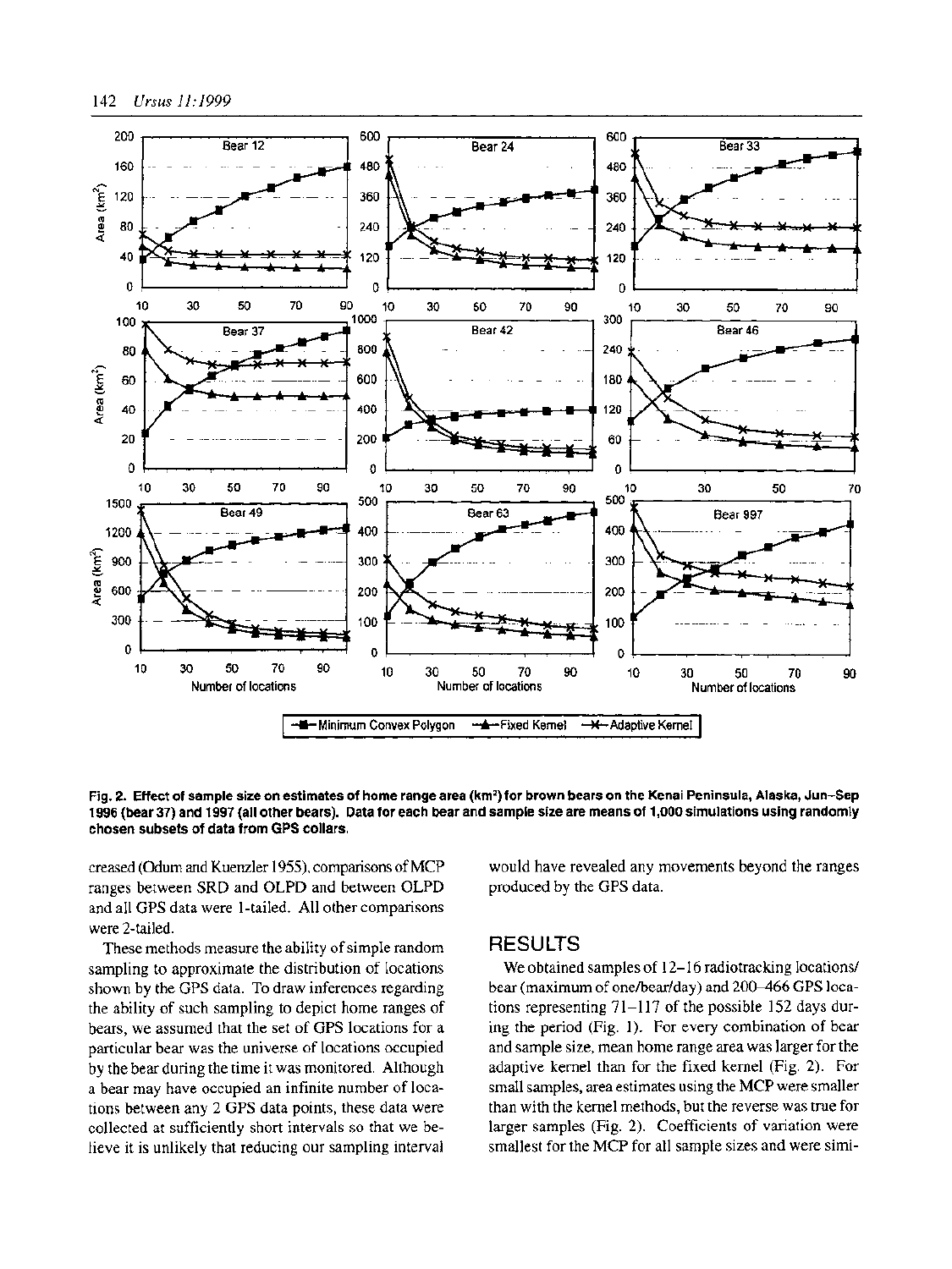**Fig. 2. Effect of sample size on estimates of home range area (km²) for brown bears on the Kenai Peninsula, Alaska, Jun–Sep 1996 (bear 37) and 1997 (all other bears). Data for each bear and sample size are means of 1,000 simulations using randomly chosen subsets of data from GPS collars.**

creased (Odum and Kuenzler 1955), comparisons of MCP ranges between SRD and OLPD and between OLPD and all GPS data were 1-tailed. All other comparisons were 2-tailed.

These methods measure the ability of simple random sampling to approximate the distribution of locations shown by the GPS data. To draw inferences regarding the ability of such sampling to depict home ranges of bears, we assumed that the set of GPS locations for a particular bear was the universe of locations occupied by the bear during the time it was monitored. Although a bear may have occupied an infinite number of locations between any 2 GPS data points, these data were collected at sufficiently short intervals so that we believe it is unlikely that reducing our sampling interval would have revealed any movements beyond the ranges produced by the GPS data.

## RESULTS

We obtained samples of 12–16 radiotracking locations/bear (maximum of one/bear/day) and 200–466 GPS locations representing 71–117 of the possible 152 days during the period (Fig. 1). For every combination of bear and sample size, mean home range area was larger for the adaptive kernel than for the fixed kernel (Fig. 2). For small samples, area estimates using the MCP were smaller than with the kernel methods, but the reverse was true for larger samples (Fig. 2). Coefficients of variation were smallest for the MCP for all sample sizes and were simi-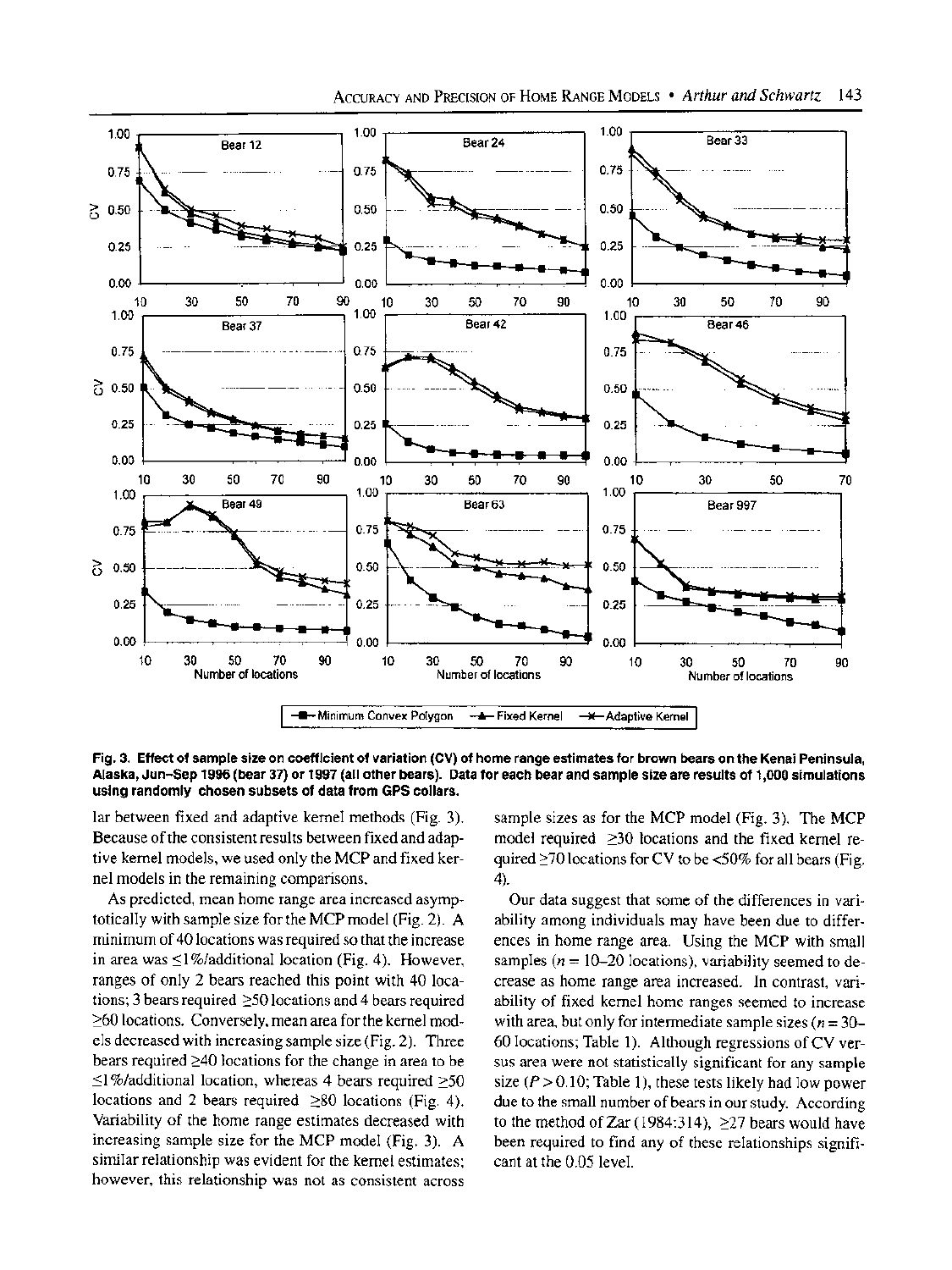Fig. 3. Effect of sample size on coefficient of variation (CV) of home range estimates for brown bears on the Kenai Peninsula, Alaska, Jun–Sep 1996 (bear 37) or 1997 (all other bears). Data for each bear and sample size are results of 1,000 simulations using randomly chosen subsets of data from GPS collars.

lar between fixed and adaptive kernel methods (Fig. 3). Because of the consistent results between fixed and adaptive kernel models, we used only the MCP and fixed kernel models in the remaining comparisons.

As predicted, mean home range area increased asymptotically with sample size for the MCP model (Fig. 2). A minimum of 40 locations was required so that the increase in area was ≤1%/additional location (Fig. 4). However, ranges of only 2 bears reached this point with 40 locations; 3 bears required ≥50 locations and 4 bears required ≥60 locations. Conversely, mean area for the kernel models decreased with increasing sample size (Fig. 2). Three bears required ≥40 locations for the change in area to be ≤1%/additional location, whereas 4 bears required ≥50 locations and 2 bears required ≥80 locations (Fig. 4). Variability of the home range estimates decreased with increasing sample size for the MCP model (Fig. 3). A similar relationship was evident for the kernel estimates; however, this relationship was not as consistent across sample sizes as for the MCP model (Fig. 3). The MCP model required ≥30 locations and the fixed kernel required ≥70 locations for CV to be <50% for all bears (Fig. 4).

Our data suggest that some of the differences in variability among individuals may have been due to differences in home range area. Using the MCP with small samples ($n$ = 10–20 locations), variability seemed to decrease as home range area increased. In contrast, variability of fixed kernel home ranges seemed to increase with area, but only for intermediate sample sizes ($n$ = 30–60 locations; Table 1). Although regressions of CV versus area were not statistically significant for any sample size ($P > 0.10$; Table 1), these tests likely had low power due to the small number of bears in our study. According to the method of Zar (1984:314), ≥27 bears would have been required to find any of these relationships significant at the 0.05 level.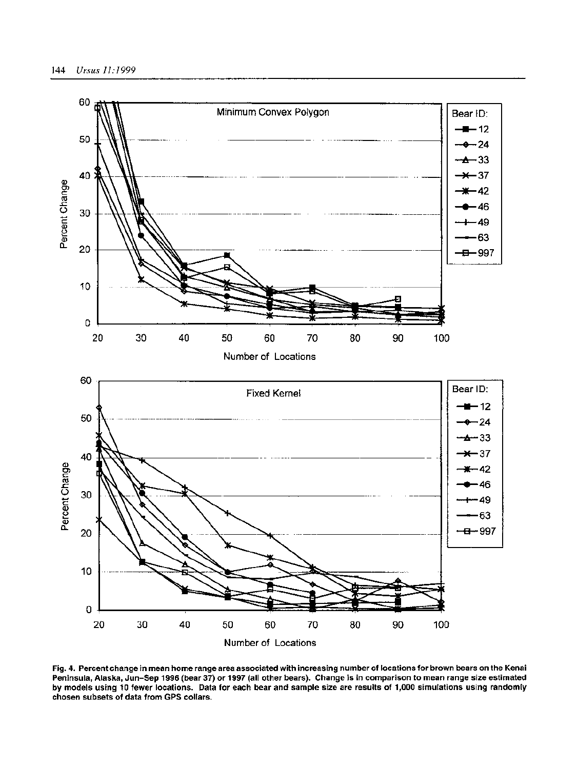Fig. 4. Percent change in mean home range area associated with increasing number of locations for brown bears on the Kenai Peninsula, Alaska, Jun–Sep 1996 (bear 37) or 1997 (all other bears). Change is in comparison to mean range size estimated by models using 10 fewer locations. Data for each bear and sample size are results of 1,000 simulations using randomly chosen subsets of data from GPS collars.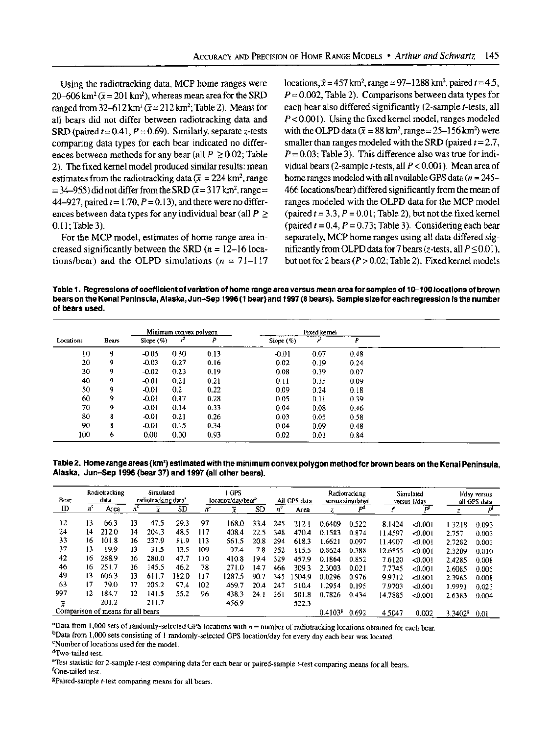Using the radiotracking data, MCP home ranges were 20–606 km$^2$ ($\bar{x}$ = 201 km$^2$), whereas mean area for the SRD ranged from 32–612 km$^2$ ($\bar{x}$ = 212 km$^2$; Table 2). Means for all bears did not differ between radiotracking data and SRD (paired $t$ = 0.41, $P$ = 0.69). Similarly, separate $z$-tests comparing data types for each bear indicated no differences between methods for any bear (all $P \geq 0.02$; Table 2). The fixed kernel model produced similar results: mean estimates from the radiotracking data ($\bar{x}$ = 224 km$^2$, range = 34–955) did not differ from the SRD ($\bar{x}$ = 317 km$^2$, range = 44–927, paired $t$ = 1.70, $P$ = 0.13), and there were no differences between data types for any individual bear (all $P \geq 0.11$; Table 3).

For the MCP model, estimates of home range area increased significantly between the SRD ($n$ = 12–16 locations/bear) and the OLPD simulations ($n$ = 71–117 locations, $\bar{x}$ = 457 km$^2$, range = 97–1288 km$^2$, paired $t$ = 4.5, $P$ = 0.002, Table 2). Comparisons between data types for each bear also differed significantly (2-sample $t$-tests, all $P < 0.001$). Using the fixed kernel model, ranges modeled with the OLPD data ($\bar{x}$ = 88 km$^2$, range = 25–156 km$^2$) were smaller than ranges modeled with the SRD (paired $t$ = 2.7, $P$ = 0.03; Table 3). This difference also was true for individual bears (2-sample $t$-tests, all $P < 0.001$). Mean area of home ranges modeled with all available GPS data ($n$ = 245–466 locations/bear) differed significantly from the mean of ranges modeled with the OLPD data for the MCP model (paired $t$ = 3.3, $P$ = 0.01; Table 2), but not the fixed kernel (paired $t$ = 0.4, $P$ = 0.73; Table 3). Considering each bear separately, MCP home ranges using all data differed significantly from OLPD data for 7 bears ($z$-tests, all $P \leq 0.01$), but not for 2 bears ($P > 0.02$; Table 2). Fixed kernel models

**Table 1. Regressions of coefficient of variation of home range area versus mean area for samples of 10–100 locations of brown bears on the Kenai Peninsula, Alaska, Jun–Sep 1996 (1 bear) and 1997 (8 bears). Sample size for each regression is the number of bears used.**

| | | Minimum convex polygon | | | Fixed kernel | | |
|---|---|---|---|---|---|---|---|
| Locations | Bears | Slope (%) | $r^2$ | $P$ | Slope (%) | $r^2$ | $P$ |
| 10 | 9 | -0.05 | 0.30 | 0.13 | -0.01 | 0.07 | 0.48 |
| 20 | 9 | -0.03 | 0.27 | 0.16 | 0.02 | 0.19 | 0.24 |
| 30 | 9 | -0.02 | 0.23 | 0.19 | 0.08 | 0.39 | 0.07 |
| 40 | 9 | -0.01 | 0.21 | 0.21 | 0.11 | 0.35 | 0.09 |
| 50 | 9 | -0.01 | 0.2 | 0.22 | 0.09 | 0.24 | 0.18 |
| 60 | 9 | -0.01 | 0.17 | 0.28 | 0.05 | 0.11 | 0.39 |
| 70 | 9 | -0.01 | 0.14 | 0.33 | 0.04 | 0.08 | 0.46 |
| 80 | 8 | -0.01 | 0.21 | 0.26 | 0.03 | 0.05 | 0.58 |
| 90 | 8 | -0.01 | 0.15 | 0.34 | 0.04 | 0.09 | 0.48 |
| 100 | 6 | 0.00 | 0.00 | 0.93 | 0.02 | 0.01 | 0.84 |

**Table 2. Home range areas (km$^2$) estimated with the minimum convex polygon method for brown bears on the Kenai Peninsula, Alaska, Jun–Sep 1996 (bear 37) and 1997 (all other bears).**

| Bear | Radiotracking data | | Simulated radiotracking data[a] | | | 1 GPS location/day/bear[b] | | | All GPS data | | Radiotracking versus simulated | | Simulated versus 1/day | | 1/day versus all GPS data | |
|---|---|---|---|---|---|---|---|---|---|---|---|---|---|---|---|---|
| ID | $n$[c] | Area | $n$[c] | $\bar{x}$ | SD | $n$[c] | $\bar{x}$ | SD | $n$[c] | Area | $z$ | $P$[d] | $t$[e] | $P$[f] | $z$ | $P$[f] |
| 12 | 13 | 66.3 | 13 | 47.5 | 29.3 | 97 | 168.0 | 33.4 | 245 | 212.1 | 0.6409 | 0.522 | 8.1424 | <0.001 | 1.3218 | 0.093 |
| 24 | 14 | 212.0 | 14 | 204.3 | 48.5 | 117 | 408.4 | 22.5 | 348 | 470.4 | 0.1583 | 0.874 | 11.4597 | <0.001 | 2.757 | 0.003 |
| 33 | 16 | 101.8 | 16 | 237.9 | 81.9 | 113 | 561.5 | 20.8 | 294 | 618.3 | 1.6621 | 0.097 | 11.4907 | <0.001 | 2.7282 | 0.003 |
| 37 | 13 | 19.9 | 13 | 31.5 | 13.5 | 109 | 97.4 | 7.8 | 252 | 115.5 | 0.8624 | 0.388 | 12.6855 | <0.001 | 2.3209 | 0.010 |
| 42 | 16 | 288.9 | 16 | 280.0 | 47.7 | 110 | 410.8 | 19.4 | 329 | 457.9 | 0.1864 | 0.852 | 7.6120 | <0.001 | 2.4285 | 0.008 |
| 46 | 16 | 251.7 | 16 | 145.5 | 46.2 | 78 | 271.0 | 14.7 | 466 | 309.3 | 2.3003 | 0.021 | 7.7745 | <0.001 | 2.6085 | 0.005 |
| 49 | 13 | 606.3 | 13 | 611.7 | 182.0 | 117 | 1287.5 | 90.7 | 345 | 1504.9 | 0.0296 | 0.976 | 9.9712 | <0.001 | 2.3965 | 0.008 |
| 63 | 17 | 79.0 | 17 | 205.2 | 97.4 | 102 | 469.7 | 20.4 | 247 | 510.4 | 1.2954 | 0.195 | 7.9703 | <0.001 | 1.9991 | 0.023 |
| 997 | 12 | 184.7 | 12 | 141.5 | 55.2 | 96 | 438.3 | 24.1 | 261 | 501.8 | 0.7826 | 0.434 | 14.7885 | <0.001 | 2.6383 | 0.004 |
| $\bar{x}$ | | 201.2 | | 211.7 | | | 456.9 | | | 522.3 | | | | | | |
| Comparison of means for all bears | | | | | | | | | | | 0.4103[g] | 0.692 | 4.5047 | 0.002 | 3.3402[g] | 0.01 |

[a]Data from 1,000 sets of randomly-selected GPS locations with $n$ = number of radiotracking locations obtained for each bear.
[b]Data from 1,000 sets consisting of 1 randomly-selected GPS location/day for every day each bear was located.
[c]Number of locations used for the model.
[d]Two-tailed test.
[e]Test statistic for 2-sample $t$-test comparing data for each bear or paired-sample $t$-test comparing means for all bears.
[f]One-tailed test.
[g]Paired-sample $t$-test comparing means for all bears.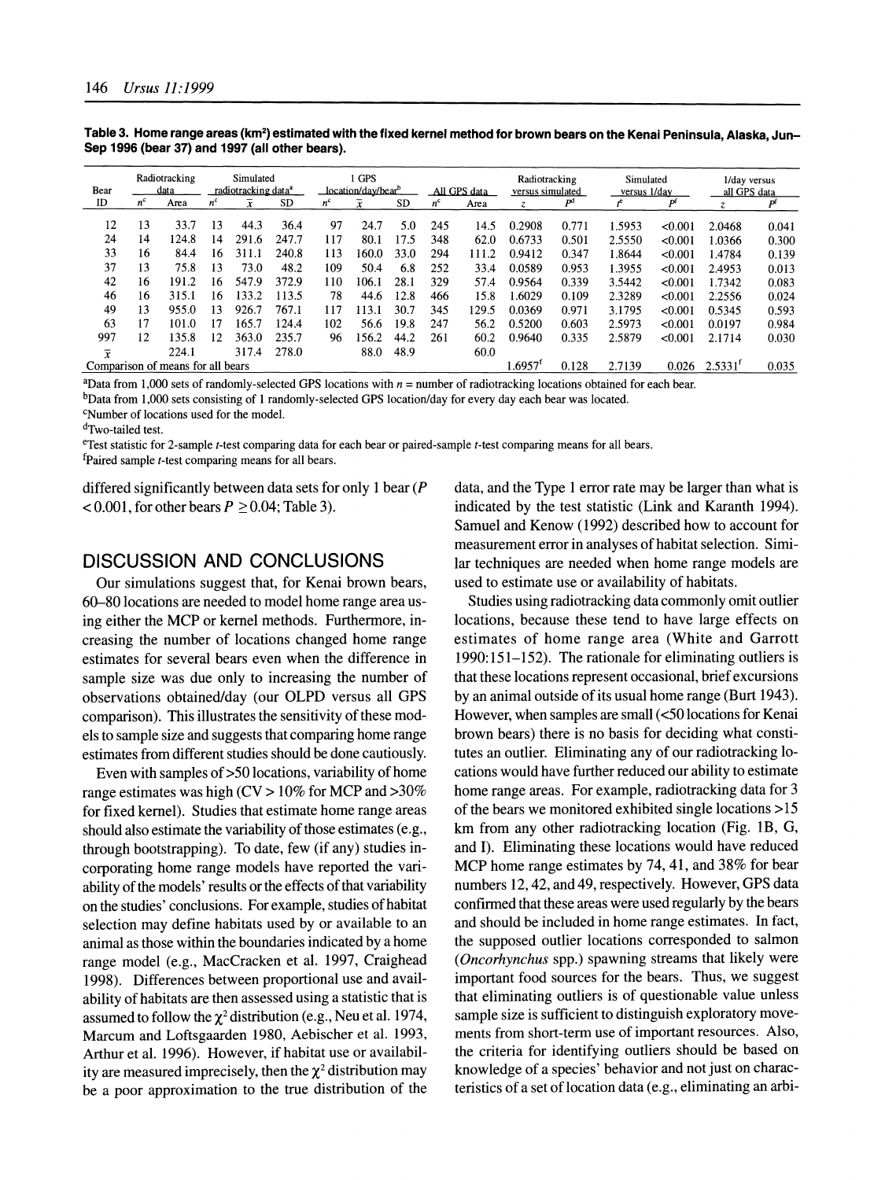**Table 3. Home range areas (km²) estimated with the fixed kernel method for brown bears on the Kenai Peninsula, Alaska, Jun–Sep 1996 (bear 37) and 1997 (all other bears).**

| Bear | Radiotracking data | | Simulated radiotracking data[a] | | | 1 GPS location/day/bear[b] | | | All GPS data | | Radiotracking versus simulated | | Simulated versus 1/day | | 1/day versus all GPS data | |
|---|---|---|---|---|---|---|---|---|---|---|---|---|---|---|---|---|
| ID | $n^c$ | Area | $n^c$ | $\bar{x}$ | SD | $n^c$ | $\bar{x}$ | SD | $n^c$ | Area | $z$ | $P^d$ | $t^e$ | $P^f$ | $z$ | $P^d$ |
| 12 | 13 | 33.7 | 13 | 44.3 | 36.4 | 97 | 24.7 | 5.0 | 245 | 14.5 | 0.2908 | 0.771 | 1.5953 | <0.001 | 2.0468 | 0.041 |
| 24 | 14 | 124.8 | 14 | 291.6 | 247.7 | 117 | 80.1 | 17.5 | 348 | 62.0 | 0.6733 | 0.501 | 2.5550 | <0.001 | 1.0366 | 0.300 |
| 33 | 16 | 84.4 | 16 | 311.1 | 240.8 | 113 | 160.0 | 33.0 | 294 | 111.2 | 0.9412 | 0.347 | 1.8644 | <0.001 | 1.4784 | 0.139 |
| 37 | 13 | 75.8 | 13 | 73.0 | 48.2 | 109 | 50.4 | 6.8 | 252 | 33.4 | 0.0589 | 0.953 | 1.3955 | <0.001 | 2.4953 | 0.013 |
| 42 | 16 | 191.2 | 16 | 547.9 | 372.9 | 110 | 106.1 | 28.1 | 329 | 57.4 | 0.9564 | 0.339 | 3.5442 | <0.001 | 1.7342 | 0.083 |
| 46 | 16 | 315.1 | 16 | 133.2 | 113.5 | 78 | 44.6 | 12.8 | 466 | 15.8 | 1.6029 | 0.109 | 2.3289 | <0.001 | 2.2556 | 0.024 |
| 49 | 13 | 955.0 | 13 | 926.7 | 767.1 | 117 | 113.1 | 30.7 | 345 | 129.5 | 0.0369 | 0.971 | 3.1795 | <0.001 | 0.5345 | 0.593 |
| 63 | 17 | 101.0 | 17 | 165.7 | 124.4 | 102 | 56.6 | 19.8 | 247 | 56.2 | 0.5200 | 0.603 | 2.5973 | <0.001 | 0.0197 | 0.984 |
| 997 | 12 | 135.8 | 12 | 363.0 | 235.7 | 96 | 156.2 | 44.2 | 261 | 60.2 | 0.9640 | 0.335 | 2.5879 | <0.001 | 2.1714 | 0.030 |
| $\bar{x}$ | | 224.1 | | 317.4 | 278.0 | | 88.0 | 48.9 | | 60.0 | | | | | | |
| Comparison of means for all bears | | | | | | | | | | | 1.6957[f] | 0.128 | 2.7139 | 0.026 | 2.5331[f] | 0.035 |

[a]Data from 1,000 sets of randomly-selected GPS locations with $n$ = number of radiotracking locations obtained for each bear.
[b]Data from 1,000 sets consisting of 1 randomly-selected GPS location/day for every day each bear was located.
[c]Number of locations used for the model.
[d]Two-tailed test.
[e]Test statistic for 2-sample $t$-test comparing data for each bear or paired-sample $t$-test comparing means for all bears.
[f]Paired sample $t$-test comparing means for all bears.

differed significantly between data sets for only 1 bear ($P < 0.001$, for other bears $P \geq 0.04$; Table 3).

## DISCUSSION AND CONCLUSIONS

Our simulations suggest that, for Kenai brown bears, 60–80 locations are needed to model home range area using either the MCP or kernel methods. Furthermore, increasing the number of locations changed home range estimates for several bears even when the difference in sample size was due only to increasing the number of observations obtained/day (our OLPD versus all GPS comparison). This illustrates the sensitivity of these models to sample size and suggests that comparing home range estimates from different studies should be done cautiously.

Even with samples of >50 locations, variability of home range estimates was high (CV > 10% for MCP and >30% for fixed kernel). Studies that estimate home range areas should also estimate the variability of those estimates (e.g., through bootstrapping). To date, few (if any) studies incorporating home range models have reported the variability of the models' results or the effects of that variability on the studies' conclusions. For example, studies of habitat selection may define habitats used by or available to an animal as those within the boundaries indicated by a home range model (e.g., MacCracken et al. 1997, Craighead 1998). Differences between proportional use and availability of habitats are then assessed using a statistic that is assumed to follow the $\chi^2$ distribution (e.g., Neu et al. 1974, Marcum and Loftsgaarden 1980, Aebischer et al. 1993, Arthur et al. 1996). However, if habitat use or availability are measured imprecisely, then the $\chi^2$ distribution may be a poor approximation to the true distribution of the data, and the Type 1 error rate may be larger than what is indicated by the test statistic (Link and Karanth 1994). Samuel and Kenow (1992) described how to account for measurement error in analyses of habitat selection. Similar techniques are needed when home range models are used to estimate use or availability of habitats.

Studies using radiotracking data commonly omit outlier locations, because these tend to have large effects on estimates of home range area (White and Garrott 1990:151–152). The rationale for eliminating outliers is that these locations represent occasional, brief excursions by an animal outside of its usual home range (Burt 1943). However, when samples are small (<50 locations for Kenai brown bears) there is no basis for deciding what constitutes an outlier. Eliminating any of our radiotracking locations would have further reduced our ability to estimate home range areas. For example, radiotracking data for 3 of the bears we monitored exhibited single locations >15 km from any other radiotracking location (Fig. 1B, G, and I). Eliminating these locations would have reduced MCP home range estimates by 74, 41, and 38% for bear numbers 12, 42, and 49, respectively. However, GPS data confirmed that these areas were used regularly by the bears and should be included in home range estimates. In fact, the supposed outlier locations corresponded to salmon (*Oncorhynchus* spp.) spawning streams that likely were important food sources for the bears. Thus, we suggest that eliminating outliers is of questionable value unless sample size is sufficient to distinguish exploratory movements from short-term use of important resources. Also, the criteria for identifying outliers should be based on knowledge of a species' behavior and not just on characteristics of a set of location data (e.g., eliminating an arbi-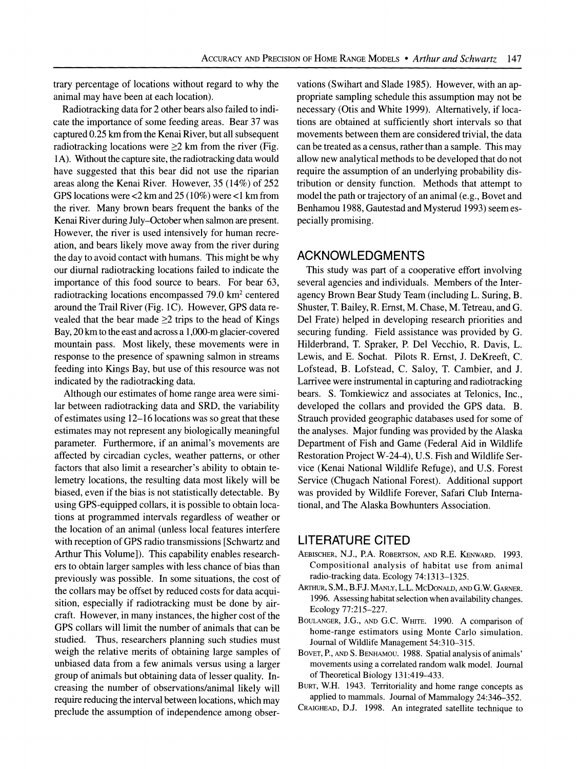trary percentage of locations without regard to why the animal may have been at each location).

Radiotracking data for 2 other bears also failed to indicate the importance of some feeding areas. Bear 37 was captured 0.25 km from the Kenai River, but all subsequent radiotracking locations were ≥2 km from the river (Fig. 1A). Without the capture site, the radiotracking data would have suggested that this bear did not use the riparian areas along the Kenai River. However, 35 (14%) of 252 GPS locations were <2 km and 25 (10%) were <1 km from the river. Many brown bears frequent the banks of the Kenai River during July–October when salmon are present. However, the river is used intensively for human recreation, and bears likely move away from the river during the day to avoid contact with humans. This might be why our diurnal radiotracking locations failed to indicate the importance of this food source to bears. For bear 63, radiotracking locations encompassed 79.0 km$^2$ centered around the Trail River (Fig. 1C). However, GPS data revealed that the bear made ≥2 trips to the head of Kings Bay, 20 km to the east and across a 1,000-m glacier-covered mountain pass. Most likely, these movements were in response to the presence of spawning salmon in streams feeding into Kings Bay, but use of this resource was not indicated by the radiotracking data.

Although our estimates of home range area were similar between radiotracking data and SRD, the variability of estimates using 12–16 locations was so great that these estimates may not represent any biologically meaningful parameter. Furthermore, if an animal's movements are affected by circadian cycles, weather patterns, or other factors that also limit a researcher's ability to obtain telemetry locations, the resulting data most likely will be biased, even if the bias is not statistically detectable. By using GPS-equipped collars, it is possible to obtain locations at programmed intervals regardless of weather or the location of an animal (unless local features interfere with reception of GPS radio transmissions [Schwartz and Arthur This Volume]). This capability enables researchers to obtain larger samples with less chance of bias than previously was possible. In some situations, the cost of the collars may be offset by reduced costs for data acquisition, especially if radiotracking must be done by aircraft. However, in many instances, the higher cost of the GPS collars will limit the number of animals that can be studied. Thus, researchers planning such studies must weigh the relative merits of obtaining large samples of unbiased data from a few animals versus using a larger group of animals but obtaining data of lesser quality. Increasing the number of observations/animal likely will require reducing the interval between locations, which may preclude the assumption of independence among observations (Swihart and Slade 1985). However, with an appropriate sampling schedule this assumption may not be necessary (Otis and White 1999). Alternatively, if locations are obtained at sufficiently short intervals so that movements between them are considered trivial, the data can be treated as a census, rather than a sample. This may allow new analytical methods to be developed that do not require the assumption of an underlying probability distribution or density function. Methods that attempt to model the path or trajectory of an animal (e.g., Bovet and Benhamou 1988, Gautestad and Mysterud 1993) seem especially promising.

## ACKNOWLEDGMENTS

This study was part of a cooperative effort involving several agencies and individuals. Members of the Interagency Brown Bear Study Team (including L. Suring, B. Shuster, T. Bailey, R. Ernst, M. Chase, M. Tetreau, and G. Del Frate) helped in developing research priorities and securing funding. Field assistance was provided by G. Hilderbrand, T. Spraker, P. Del Vecchio, R. Davis, L. Lewis, and E. Sochat. Pilots R. Ernst, J. DeKreeft, C. Lofstead, B. Lofstead, C. Saloy, T. Cambier, and J. Larrivee were instrumental in capturing and radiotracking bears. S. Tomkiewicz and associates at Telonics, Inc., developed the collars and provided the GPS data. B. Strauch provided geographic databases used for some of the analyses. Major funding was provided by the Alaska Department of Fish and Game (Federal Aid in Wildlife Restoration Project W-24-4), U.S. Fish and Wildlife Service (Kenai National Wildlife Refuge), and U.S. Forest Service (Chugach National Forest). Additional support was provided by Wildlife Forever, Safari Club International, and The Alaska Bowhunters Association.

## LITERATURE CITED

Aebischer, N.J., P.A. Robertson, and R.E. Kenward. 1993. Compositional analysis of habitat use from animal radio-tracking data. Ecology 74:1313–1325.

Arthur, S.M., B.F.J. Manly, L.L. McDonald, and G.W. Garner. 1996. Assessing habitat selection when availability changes. Ecology 77:215–227.

Boulanger, J.G., and G.C. White. 1990. A comparison of home-range estimators using Monte Carlo simulation. Journal of Wildlife Management 54:310–315.

Bovet, P., and S. Benhamou. 1988. Spatial analysis of animals' movements using a correlated random walk model. Journal of Theoretical Biology 131:419–433.

Burt, W.H. 1943. Territoriality and home range concepts as applied to mammals. Journal of Mammalogy 24:346–352.

Craighead, D.J. 1998. An integrated satellite technique to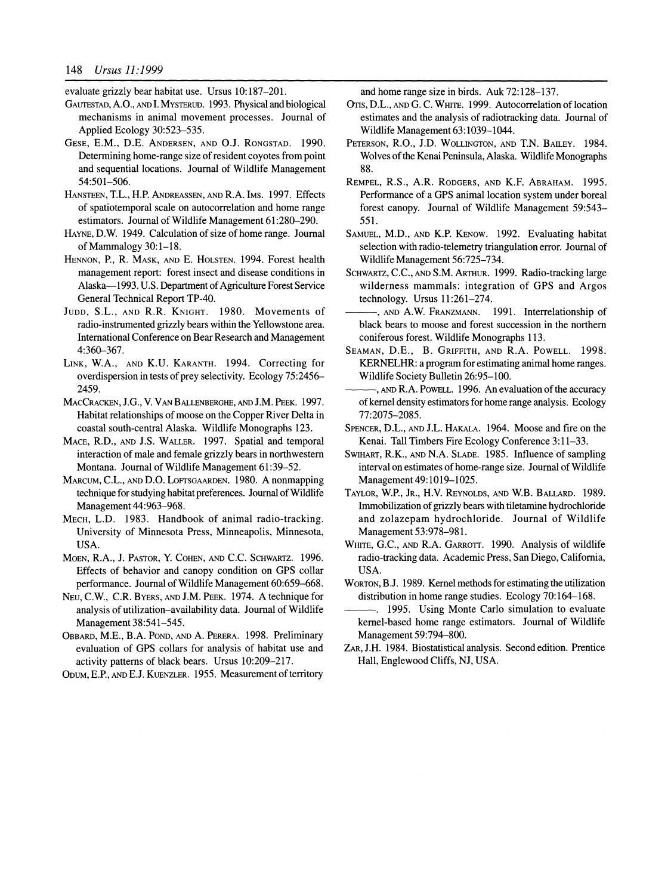evaluate grizzly bear habitat use. Ursus 10:187–201.

Gautestad, A.O., and I. Mysterud. 1993. Physical and biological mechanisms in animal movement processes. Journal of Applied Ecology 30:523–535.

Gese, E.M., D.E. Andersen, and O.J. Rongstad. 1990. Determining home-range size of resident coyotes from point and sequential locations. Journal of Wildlife Management 54:501–506.

Hansteen, T.L., H.P. Andreassen, and R.A. Ims. 1997. Effects of spatiotemporal scale on autocorrelation and home range estimators. Journal of Wildlife Management 61:280–290.

Hayne, D.W. 1949. Calculation of size of home range. Journal of Mammalogy 30:1–18.

Hennon, P., R. Mask, and E. Holsten. 1994. Forest health management report: forest insect and disease conditions in Alaska—1993. U.S. Department of Agriculture Forest Service General Technical Report TP-40.

Judd, S.L., and R.R. Knight. 1980. Movements of radio-instrumented grizzly bears within the Yellowstone area. International Conference on Bear Research and Management 4:360–367.

Link, W.A., and K.U. Karanth. 1994. Correcting for overdispersion in tests of prey selectivity. Ecology 75:2456–2459.

MacCracken, J.G., V. Van Ballenberghe, and J.M. Peek. 1997. Habitat relationships of moose on the Copper River Delta in coastal south-central Alaska. Wildlife Monographs 123.

Mace, R.D., and J.S. Waller. 1997. Spatial and temporal interaction of male and female grizzly bears in northwestern Montana. Journal of Wildlife Management 61:39–52.

Marcum, C.L., and D.O. Loftsgaarden. 1980. A nonmapping technique for studying habitat preferences. Journal of Wildlife Management 44:963–968.

Mech, L.D. 1983. Handbook of animal radio-tracking. University of Minnesota Press, Minneapolis, Minnesota, USA.

Moen, R.A., J. Pastor, Y. Cohen, and C.C. Schwartz. 1996. Effects of behavior and canopy condition on GPS collar performance. Journal of Wildlife Management 60:659–668.

Neu, C.W., C.R. Byers, and J.M. Peek. 1974. A technique for analysis of utilization–availability data. Journal of Wildlife Management 38:541–545.

Obbard, M.E., B.A. Pond, and A. Perera. 1998. Preliminary evaluation of GPS collars for analysis of habitat use and activity patterns of black bears. Ursus 10:209–217.

Odum, E.P., and E.J. Kuenzler. 1955. Measurement of territory and home range size in birds. Auk 72:128–137.

Otis, D.L., and G. C. White. 1999. Autocorrelation of location estimates and the analysis of radiotracking data. Journal of Wildlife Management 63:1039–1044.

Peterson, R.O., J.D. Wollington, and T.N. Bailey. 1984. Wolves of the Kenai Peninsula, Alaska. Wildlife Monographs 88.

Rempel, R.S., A.R. Rodgers, and K.F. Abraham. 1995. Performance of a GPS animal location system under boreal forest canopy. Journal of Wildlife Management 59:543–551.

Samuel, M.D., and K.P. Kenow. 1992. Evaluating habitat selection with radio-telemetry triangulation error. Journal of Wildlife Management 56:725–734.

Schwartz, C.C., and S.M. Arthur. 1999. Radio-tracking large wilderness mammals: integration of GPS and Argos technology. Ursus 11:261–274.

———, and A.W. Franzmann. 1991. Interrelationship of black bears to moose and forest succession in the northern coniferous forest. Wildlife Monographs 113.

Seaman, D.E., B. Griffith, and R.A. Powell. 1998. KERNELHR: a program for estimating animal home ranges. Wildlife Society Bulletin 26:95–100.

———, and R.A. Powell. 1996. An evaluation of the accuracy of kernel density estimators for home range analysis. Ecology 77:2075–2085.

Spencer, D.L., and J.L. Hakala. 1964. Moose and fire on the Kenai. Tall Timbers Fire Ecology Conference 3:11–33.

Swihart, R.K., and N.A. Slade. 1985. Influence of sampling interval on estimates of home-range size. Journal of Wildlife Management 49:1019–1025.

Taylor, W.P., Jr., H.V. Reynolds, and W.B. Ballard. 1989. Immobilization of grizzly bears with tiletamine hydrochloride and zolazepam hydrochloride. Journal of Wildlife Management 53:978–981.

White, G.C., and R.A. Garrott. 1990. Analysis of wildlife radio-tracking data. Academic Press, San Diego, California, USA.

Worton, B.J. 1989. Kernel methods for estimating the utilization distribution in home range studies. Ecology 70:164–168.

———. 1995. Using Monte Carlo simulation to evaluate kernel-based home range estimators. Journal of Wildlife Management 59:794–800.

Zar, J.H. 1984. Biostatistical analysis. Second edition. Prentice Hall, Englewood Cliffs, NJ, USA.